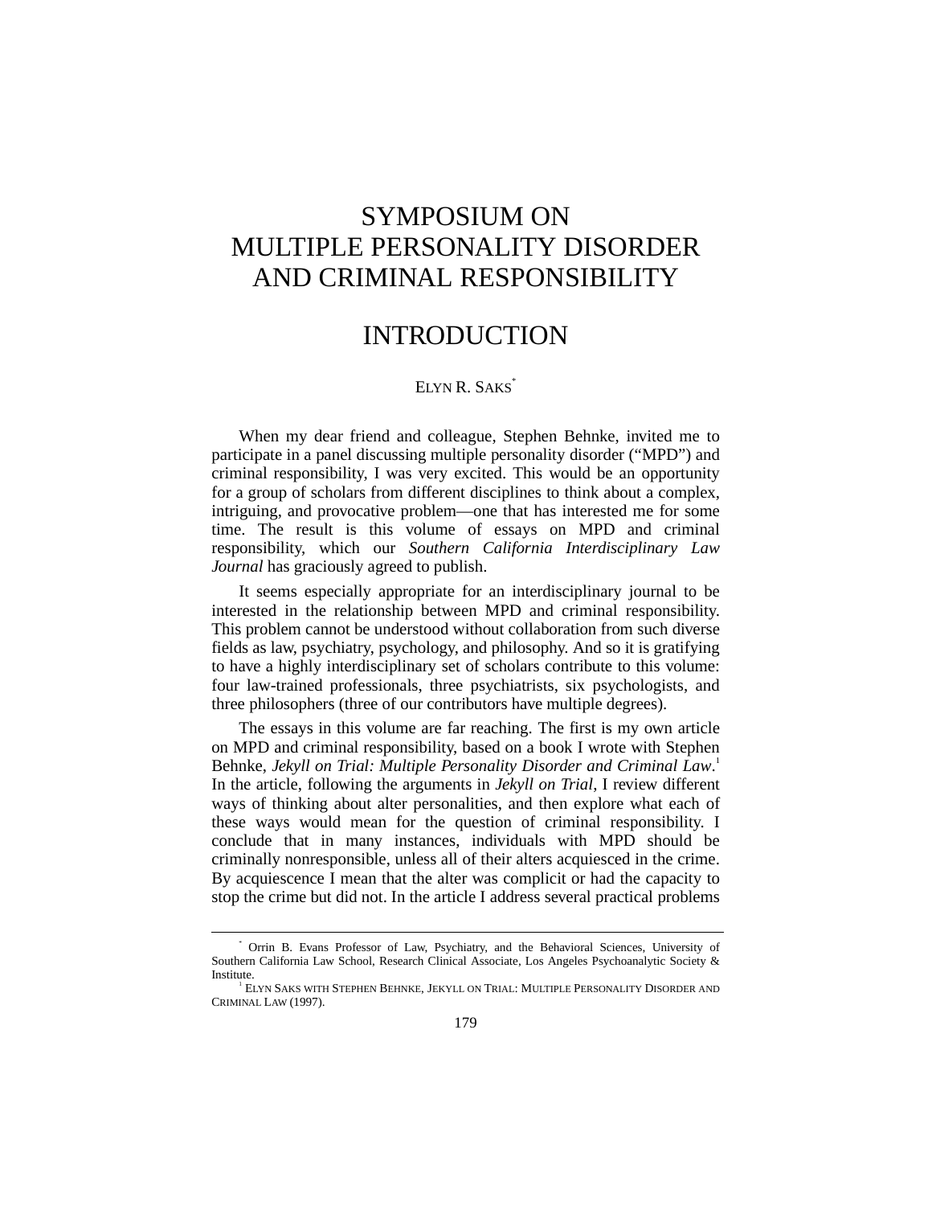# SYMPOSIUM ON MULTIPLE PERSONALITY DISORDER AND CRIMINAL RESPONSIBILITY

# INTRODUCTION

ELYN R. SAKS[*]

When my dear friend and colleague, Stephen Behnke, invited me to participate in a panel discussing multiple personality disorder ("MPD") and criminal responsibility, I was very excited. This would be an opportunity for a group of scholars from different disciplines to think about a complex, intriguing, and provocative problem—one that has interested me for some time. The result is this volume of essays on MPD and criminal responsibility, which our *Southern California Interdisciplinary Law Journal* has graciously agreed to publish.

It seems especially appropriate for an interdisciplinary journal to be interested in the relationship between MPD and criminal responsibility. This problem cannot be understood without collaboration from such diverse fields as law, psychiatry, psychology, and philosophy. And so it is gratifying to have a highly interdisciplinary set of scholars contribute to this volume: four law-trained professionals, three psychiatrists, six psychologists, and three philosophers (three of our contributors have multiple degrees).

The essays in this volume are far reaching. The first is my own article on MPD and criminal responsibility, based on a book I wrote with Stephen Behnke, *Jekyll on Trial: Multiple Personality Disorder and Criminal Law*.[1] In the article, following the arguments in *Jekyll on Trial*, I review different ways of thinking about alter personalities, and then explore what each of these ways would mean for the question of criminal responsibility. I conclude that in many instances, individuals with MPD should be criminally nonresponsible, unless all of their alters acquiesced in the crime. By acquiescence I mean that the alter was complicit or had the capacity to stop the crime but did not. In the article I address several practical problems

---

[*] Orrin B. Evans Professor of Law, Psychiatry, and the Behavioral Sciences, University of Southern California Law School, Research Clinical Associate, Los Angeles Psychoanalytic Society & Institute.

[1] ELYN SAKS WITH STEPHEN BEHNKE, JEKYLL ON TRIAL: MULTIPLE PERSONALITY DISORDER AND CRIMINAL LAW (1997).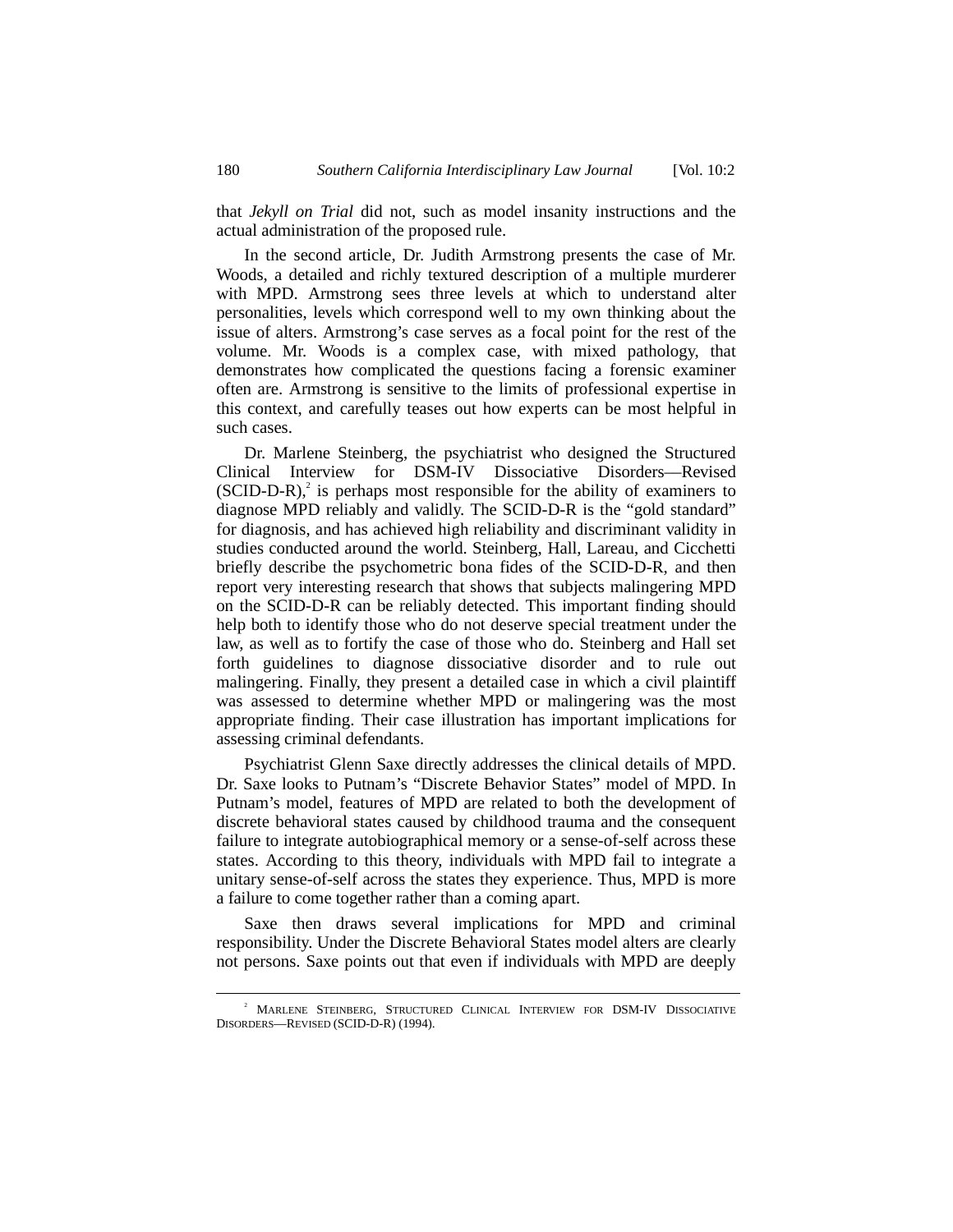that *Jekyll on Trial* did not, such as model insanity instructions and the actual administration of the proposed rule.

In the second article, Dr. Judith Armstrong presents the case of Mr. Woods, a detailed and richly textured description of a multiple murderer with MPD. Armstrong sees three levels at which to understand alter personalities, levels which correspond well to my own thinking about the issue of alters. Armstrong's case serves as a focal point for the rest of the volume. Mr. Woods is a complex case, with mixed pathology, that demonstrates how complicated the questions facing a forensic examiner often are. Armstrong is sensitive to the limits of professional expertise in this context, and carefully teases out how experts can be most helpful in such cases.

Dr. Marlene Steinberg, the psychiatrist who designed the Structured Clinical Interview for DSM-IV Dissociative Disorders—Revised (SCID-D-R),[2] is perhaps most responsible for the ability of examiners to diagnose MPD reliably and validly. The SCID-D-R is the "gold standard" for diagnosis, and has achieved high reliability and discriminant validity in studies conducted around the world. Steinberg, Hall, Lareau, and Cicchetti briefly describe the psychometric bona fides of the SCID-D-R, and then report very interesting research that shows that subjects malingering MPD on the SCID-D-R can be reliably detected. This important finding should help both to identify those who do not deserve special treatment under the law, as well as to fortify the case of those who do. Steinberg and Hall set forth guidelines to diagnose dissociative disorder and to rule out malingering. Finally, they present a detailed case in which a civil plaintiff was assessed to determine whether MPD or malingering was the most appropriate finding. Their case illustration has important implications for assessing criminal defendants.

Psychiatrist Glenn Saxe directly addresses the clinical details of MPD. Dr. Saxe looks to Putnam's "Discrete Behavior States" model of MPD. In Putnam's model, features of MPD are related to both the development of discrete behavioral states caused by childhood trauma and the consequent failure to integrate autobiographical memory or a sense-of-self across these states. According to this theory, individuals with MPD fail to integrate a unitary sense-of-self across the states they experience. Thus, MPD is more a failure to come together rather than a coming apart.

Saxe then draws several implications for MPD and criminal responsibility. Under the Discrete Behavioral States model alters are clearly not persons. Saxe points out that even if individuals with MPD are deeply

---

[2] Marlene Steinberg, Structured Clinical Interview for DSM-IV Dissociative Disorders—Revised (SCID-D-R) (1994).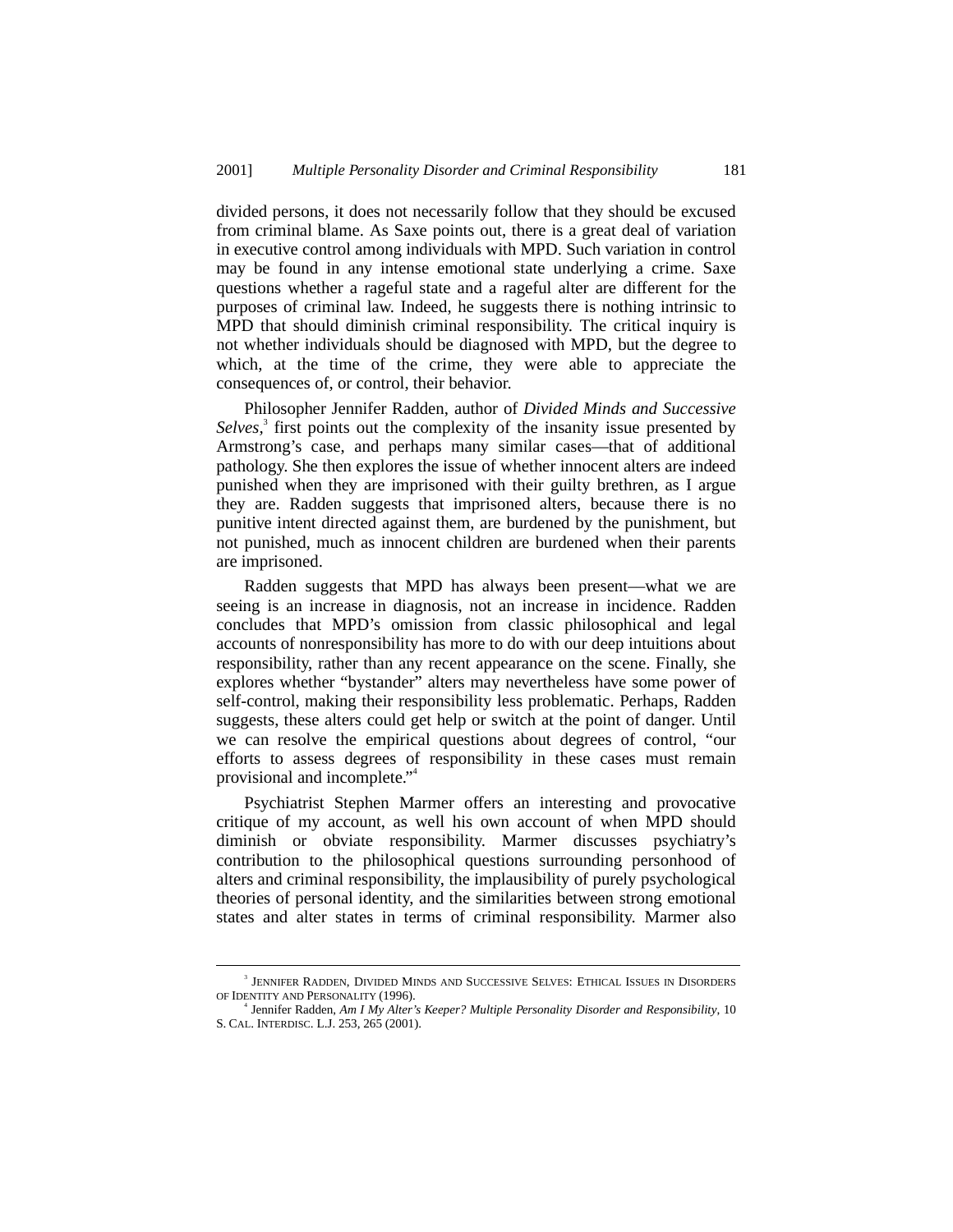divided persons, it does not necessarily follow that they should be excused from criminal blame. As Saxe points out, there is a great deal of variation in executive control among individuals with MPD. Such variation in control may be found in any intense emotional state underlying a crime. Saxe questions whether a rageful state and a rageful alter are different for the purposes of criminal law. Indeed, he suggests there is nothing intrinsic to MPD that should diminish criminal responsibility. The critical inquiry is not whether individuals should be diagnosed with MPD, but the degree to which, at the time of the crime, they were able to appreciate the consequences of, or control, their behavior.

Philosopher Jennifer Radden, author of *Divided Minds and Successive Selves*,[3] first points out the complexity of the insanity issue presented by Armstrong's case, and perhaps many similar cases—that of additional pathology. She then explores the issue of whether innocent alters are indeed punished when they are imprisoned with their guilty brethren, as I argue they are. Radden suggests that imprisoned alters, because there is no punitive intent directed against them, are burdened by the punishment, but not punished, much as innocent children are burdened when their parents are imprisoned.

Radden suggests that MPD has always been present—what we are seeing is an increase in diagnosis, not an increase in incidence. Radden concludes that MPD's omission from classic philosophical and legal accounts of nonresponsibility has more to do with our deep intuitions about responsibility, rather than any recent appearance on the scene. Finally, she explores whether "bystander" alters may nevertheless have some power of self-control, making their responsibility less problematic. Perhaps, Radden suggests, these alters could get help or switch at the point of danger. Until we can resolve the empirical questions about degrees of control, "our efforts to assess degrees of responsibility in these cases must remain provisional and incomplete."[4]

Psychiatrist Stephen Marmer offers an interesting and provocative critique of my account, as well his own account of when MPD should diminish or obviate responsibility. Marmer discusses psychiatry's contribution to the philosophical questions surrounding personhood of alters and criminal responsibility, the implausibility of purely psychological theories of personal identity, and the similarities between strong emotional states and alter states in terms of criminal responsibility. Marmer also

---

[3] JENNIFER RADDEN, DIVIDED MINDS AND SUCCESSIVE SELVES: ETHICAL ISSUES IN DISORDERS OF IDENTITY AND PERSONALITY (1996).

[4] Jennifer Radden, *Am I My Alter's Keeper? Multiple Personality Disorder and Responsibility*, 10 S. CAL. INTERDISC. L.J. 253, 265 (2001).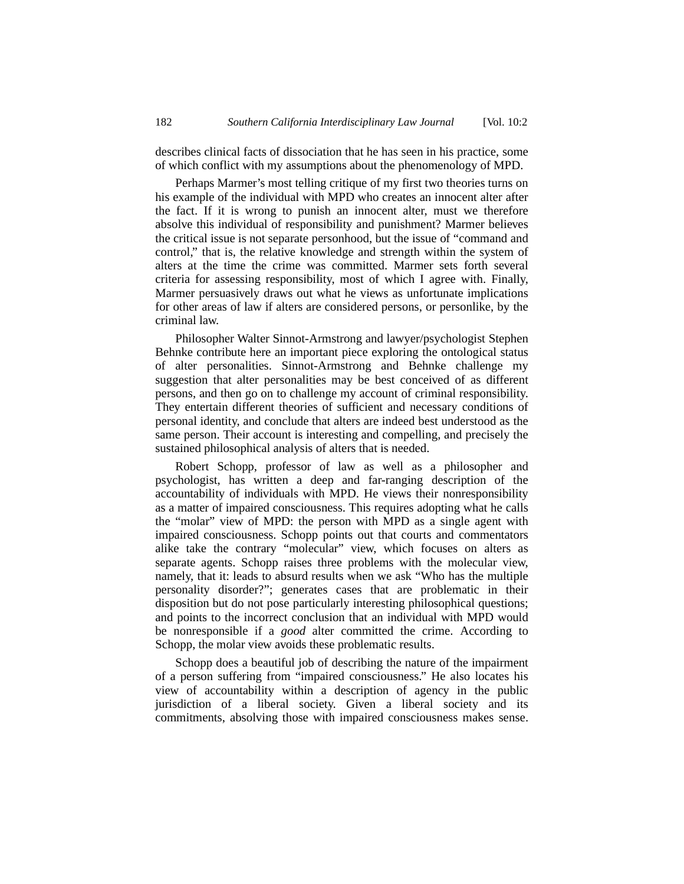describes clinical facts of dissociation that he has seen in his practice, some of which conflict with my assumptions about the phenomenology of MPD.

Perhaps Marmer's most telling critique of my first two theories turns on his example of the individual with MPD who creates an innocent alter after the fact. If it is wrong to punish an innocent alter, must we therefore absolve this individual of responsibility and punishment? Marmer believes the critical issue is not separate personhood, but the issue of "command and control," that is, the relative knowledge and strength within the system of alters at the time the crime was committed. Marmer sets forth several criteria for assessing responsibility, most of which I agree with. Finally, Marmer persuasively draws out what he views as unfortunate implications for other areas of law if alters are considered persons, or personlike, by the criminal law.

Philosopher Walter Sinnot-Armstrong and lawyer/psychologist Stephen Behnke contribute here an important piece exploring the ontological status of alter personalities. Sinnot-Armstrong and Behnke challenge my suggestion that alter personalities may be best conceived of as different persons, and then go on to challenge my account of criminal responsibility. They entertain different theories of sufficient and necessary conditions of personal identity, and conclude that alters are indeed best understood as the same person. Their account is interesting and compelling, and precisely the sustained philosophical analysis of alters that is needed.

Robert Schopp, professor of law as well as a philosopher and psychologist, has written a deep and far-ranging description of the accountability of individuals with MPD. He views their nonresponsibility as a matter of impaired consciousness. This requires adopting what he calls the "molar" view of MPD: the person with MPD as a single agent with impaired consciousness. Schopp points out that courts and commentators alike take the contrary "molecular" view, which focuses on alters as separate agents. Schopp raises three problems with the molecular view, namely, that it: leads to absurd results when we ask "Who has the multiple personality disorder?"; generates cases that are problematic in their disposition but do not pose particularly interesting philosophical questions; and points to the incorrect conclusion that an individual with MPD would be nonresponsible if a *good* alter committed the crime. According to Schopp, the molar view avoids these problematic results.

Schopp does a beautiful job of describing the nature of the impairment of a person suffering from "impaired consciousness." He also locates his view of accountability within a description of agency in the public jurisdiction of a liberal society. Given a liberal society and its commitments, absolving those with impaired consciousness makes sense.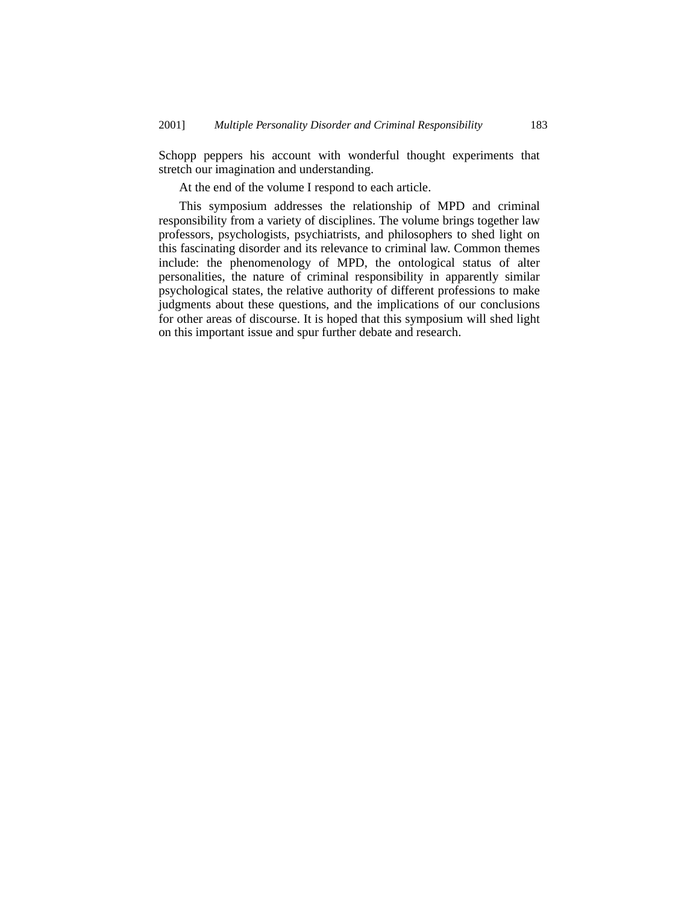Schopp peppers his account with wonderful thought experiments that stretch our imagination and understanding.

At the end of the volume I respond to each article.

This symposium addresses the relationship of MPD and criminal responsibility from a variety of disciplines. The volume brings together law professors, psychologists, psychiatrists, and philosophers to shed light on this fascinating disorder and its relevance to criminal law. Common themes include: the phenomenology of MPD, the ontological status of alter personalities, the nature of criminal responsibility in apparently similar psychological states, the relative authority of different professions to make judgments about these questions, and the implications of our conclusions for other areas of discourse. It is hoped that this symposium will shed light on this important issue and spur further debate and research.